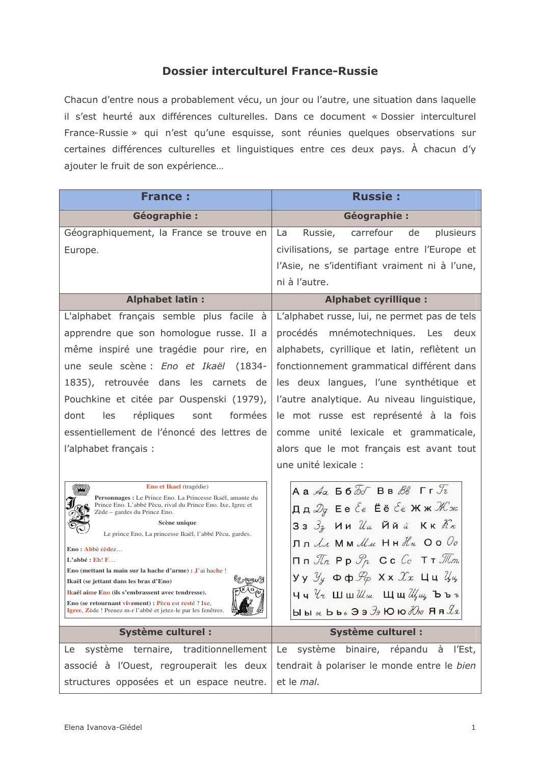# Dossier interculturel France-Russie

Chacun d'entre nous a probablement vécu, un jour ou l'autre, une situation dans laquelle il s'est heurté aux différences culturelles. Dans ce document « Dossier interculturel France-Russie » qui n'est qu'une esquisse, sont réunies quelques observations sur certaines différences culturelles et linguistiques entre ces deux pays. À chacun d'y ajouter le fruit de son expérience…

| **France :** | **Russie :** |
|---|---|
| **Géographie :** | **Géographie :** |
| Géographiquement, la France se trouve en Europe. | La Russie, carrefour de plusieurs civilisations, se partage entre l'Europe et l'Asie, ne s'identifiant vraiment ni à l'une, ni à l'autre. |
| **Alphabet latin :** | **Alphabet cyrillique :** |
| L'alphabet français semble plus facile à apprendre que son homologue russe. Il a même inspiré une tragédie pour rire, en une seule scène : *Eno et Ikaël* (1834-1835), retrouvée dans les carnets de Pouchkine et citée par Ouspenski (1979), dont les répliques sont formées essentiellement de l'énoncé des lettres de l'alphabet français : | L'alphabet russe, lui, ne permet pas de tels procédés mnémotechniques. Les deux alphabets, cyrillique et latin, reflètent un fonctionnement grammatical différent dans les deux langues, l'une synthétique et l'autre analytique. Au niveau linguistique, le mot russe est représenté à la fois comme unité lexicale et grammaticale, alors que le mot français est avant tout une unité lexicale : |
| **Eno et Ikael** (tragédie)<br><br>**Personnages :** Le Prince Eno. La Princesse Ikaël, amante du Prince Eno. L'abbé Pècu, rival du Prince Eno. Ixe, Igrec et Zède – gardes du Prince Eno.<br><br>**Scène unique**<br><br>Le prince Eno, La princesse Ikaël, l'abbé Pècu, gardes.<br><br>**Eno :** Abbè cèdez…<br>**L'abbé :** Eh! F…<br>**Eno (mettant la main sur la hache d'arme) :** J'ai hache !<br>**Ikaël (se jettant dans les bras d'Eno)**<br>**Ikaël aime Eno (ils s'embrassent avec tendresse).**<br>**Eno (se retournant vivement) :** Pècu est resté ? Ixe, Igrec, Zède ! Prenez m-r l'abbé et jetez-le par les fenêtres. | А а Б б В в Г г<br>Д д Е е Ё ё Ж ж<br>З з И и Й й К к<br>Л л М м Н н О о<br>П п Р р С с Т т<br>У у Ф ф Х х Ц ц<br>Ч ч Ш ш Щ щ Ъ ъ<br>Ы ы Ь ь Э э Ю ю Я я |
| **Système culturel :** | **Système culturel :** |
| Le système ternaire, traditionnellement associé à l'Ouest, regrouperait les deux structures opposées et un espace neutre. | Le système binaire, répandu à l'Est, tendrait à polariser le monde entre le *bien* et le *mal*. |

Elena Ivanova-Glédel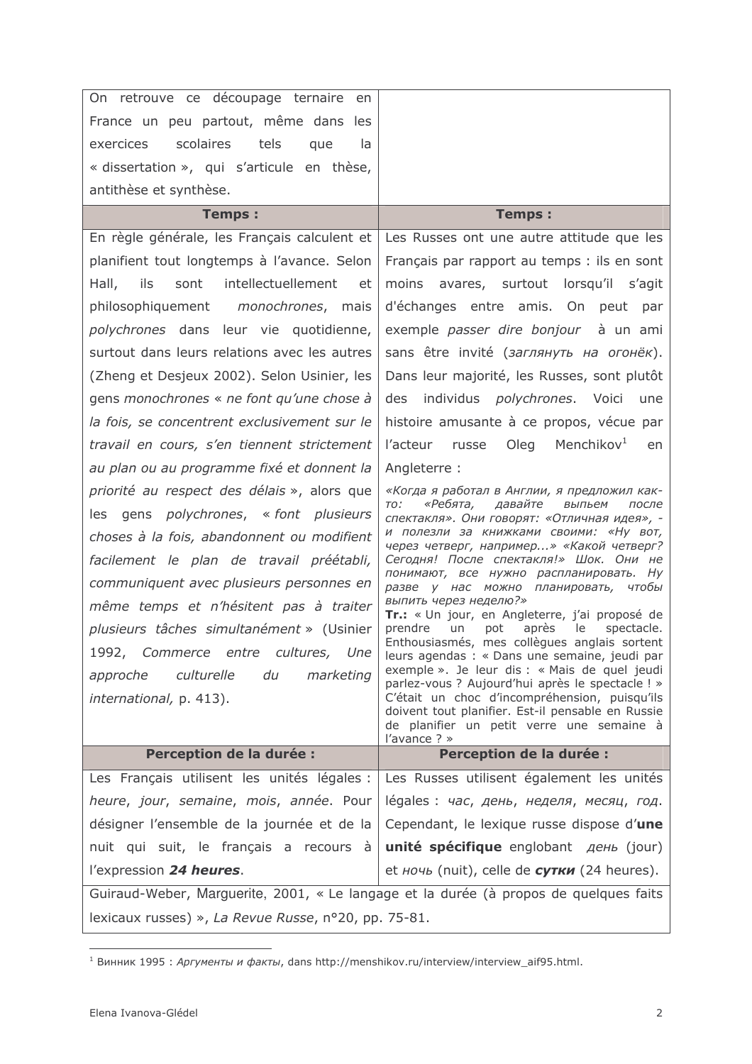| | |
|---|---|
| On retrouve ce découpage ternaire en France un peu partout, même dans les exercices scolaires tels que la « dissertation », qui s'articule en thèse, antithèse et synthèse. | |
| **Temps :** | **Temps :** |
| En règle générale, les Français calculent et planifient tout longtemps à l'avance. Selon Hall, ils sont intellectuellement et philosophiquement *monochrones*, mais *polychrones* dans leur vie quotidienne, surtout dans leurs relations avec les autres (Zheng et Desjeux 2002). Selon Usinier, les gens *monochrones « ne font qu'une chose à la fois, se concentrent exclusivement sur le travail en cours, s'en tiennent strictement au plan ou au programme fixé et donnent la priorité au respect des délais »*, alors que les gens *polychrones*, *« font plusieurs choses à la fois, abandonnent ou modifient facilement le plan de travail préétabli, communiquent avec plusieurs personnes en même temps et n'hésitent pas à traiter plusieurs tâches simultanément »* (Usinier 1992, *Commerce entre cultures, Une approche culturelle du marketing international,* p. 413). | Les Russes ont une autre attitude que les Français par rapport au temps : ils en sont moins avares, surtout lorsqu'il s'agit d'échanges entre amis. On peut par exemple *passer dire bonjour* à un ami sans être invité (*заглянуть на огонёк*). Dans leur majorité, les Russes, sont plutôt des individus *polychrones*. Voici une histoire amusante à ce propos, vécue par l'acteur russe Oleg Menchikov[1] en Angleterre : *«Когда я работал в Англии, я предложил как-то: «Ребята, давайте выпьем после спектакля». Они говорят: «Отличная идея», - и полезли за книжками своими: «Ну вот, через четверг, например...» «Какой четверг? Сегодня! После спектакля!» Шок. Они не понимают, все нужно распланировать. Ну разве у нас можно планировать, чтобы выпить через неделю?»* **Tr.:** « Un jour, en Angleterre, j'ai proposé de prendre un pot après le spectacle. Enthousiasmés, mes collègues anglais sortent leurs agendas : « Dans une semaine, jeudi par exemple ». Je leur dis : « Mais de quel jeudi parlez-vous ? Aujourd'hui après le spectacle ! » C'était un choc d'incompréhension, puisqu'ils doivent tout planifier. Est-il pensable en Russie de planifier un petit verre une semaine à l'avance ? » |
| **Perception de la durée :** | **Perception de la durée :** |
| Les Français utilisent les unités légales : *heure*, *jour*, *semaine*, *mois*, *année*. Pour désigner l'ensemble de la journée et de la nuit qui suit, le français a recours à l'expression ***24 heures***. | Les Russes utilisent également les unités légales : *час*, *день*, *неделя*, *месяц*, *год*. Cependant, le lexique russe dispose d'**une unité spécifique** englobant *день* (jour) et *ночь* (nuit), celle de ***сутки*** (24 heures). |
| Guiraud-Weber, Marguerite, 2001, « Le langage et la durée (à propos de quelques faits lexicaux russes) », *La Revue Russe*, n°20, pp. 75-81. | |

[1] Винник 1995 : *Аргументы и факты*, dans http://menshikov.ru/interview/interview_aif95.html.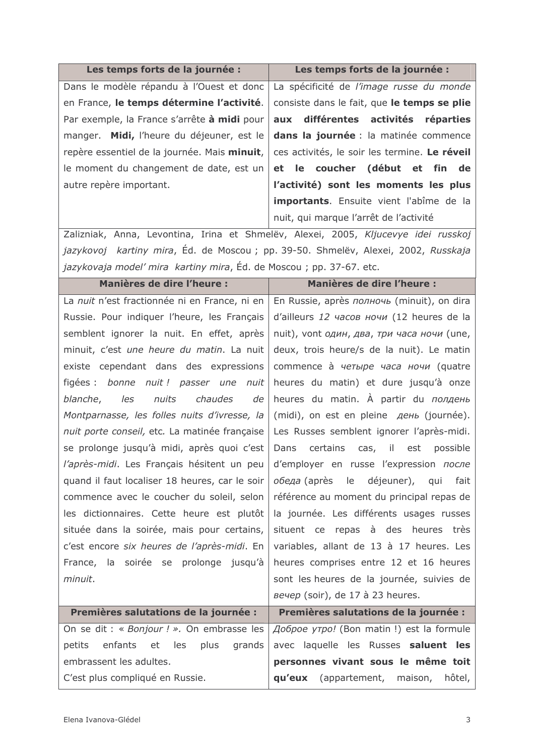| Les temps forts de la journée : | Les temps forts de la journée : |
|---|---|
| Dans le modèle répandu à l'Ouest et donc en France, **le temps détermine l'activité**. Par exemple, la France s'arrête **à midi** pour manger. **Midi,** l'heure du déjeuner, est le repère essentiel de la journée. Mais **minuit**, le moment du changement de date, est un autre repère important. | La spécificité de *l'image russe du monde* consiste dans le fait, que **le temps se plie aux différentes activités réparties dans la journée** : la matinée commence ces activités, le soir les termine. **Le réveil et le coucher (début et fin de l'activité) sont les moments les plus importants**. Ensuite vient l'abîme de la nuit, qui marque l'arrêt de l'activité |
| Zalizniak, Anna, Levontina, Irina et Shmelëv, Alexei, 2005, *Kljucevye idei russkoj jazykovoj kartiny mira*, Éd. de Moscou ; pp. 39-50. Shmelëv, Alexei, 2002, *Russkaja jazykovaja model' mira kartiny mira*, Éd. de Moscou ; pp. 37-67. etc. | |
| **Manières de dire l'heure :** | **Manières de dire l'heure :** |
| La *nuit* n'est fractionnée ni en France, ni en Russie. Pour indiquer l'heure, les Français semblent ignorer la nuit. En effet, après minuit, c'est *une heure du matin*. La nuit existe cependant dans des expressions figées : *bonne nuit ! passer une nuit blanche*, *les nuits chaudes de Montparnasse, les folles nuits d'ivresse, la nuit porte conseil,* etc. La matinée française se prolonge jusqu'à midi, après quoi c'est *l'après-midi*. Les Français hésitent un peu quand il faut localiser 18 heures, car le soir commence avec le coucher du soleil, selon les dictionnaires. Cette heure est plutôt située dans la soirée, mais pour certains, c'est encore *six heures de l'après-midi*. En France, la soirée se prolonge jusqu'à *minuit*. | En Russie, après *полночь* (minuit), on dira d'ailleurs *12 часов ночи* (12 heures de la nuit), vont *один, два, три часа ночи* (une, deux, trois heure/s de la nuit). Le matin commence à *четыре часа ночи* (quatre heures du matin) et dure jusqu'à onze heures du matin. À partir du *полдень* (midi), on est en pleine *день* (journée). Les Russes semblent ignorer l'après-midi. Dans certains cas, il est possible d'employer en russe l'expression *после обеда* (après le déjeuner), qui fait référence au moment du principal repas de la journée. Les différents usages russes situent ce repas à des heures très variables, allant de 13 à 17 heures. Les heures comprises entre 12 et 16 heures sont les heures de la journée, suivies de *вечер* (soir), de 17 à 23 heures. |
| **Premières salutations de la journée :** | **Premières salutations de la journée :** |
| On se dit : *« Bonjour ! ».* On embrasse les petits enfants et les plus grands embrassent les adultes. C'est plus compliqué en Russie. | *Доброе утро!* (Bon matin !) est la formule avec laquelle les Russes **saluent les personnes vivant sous le même toit qu'eux** (appartement, maison, hôtel, |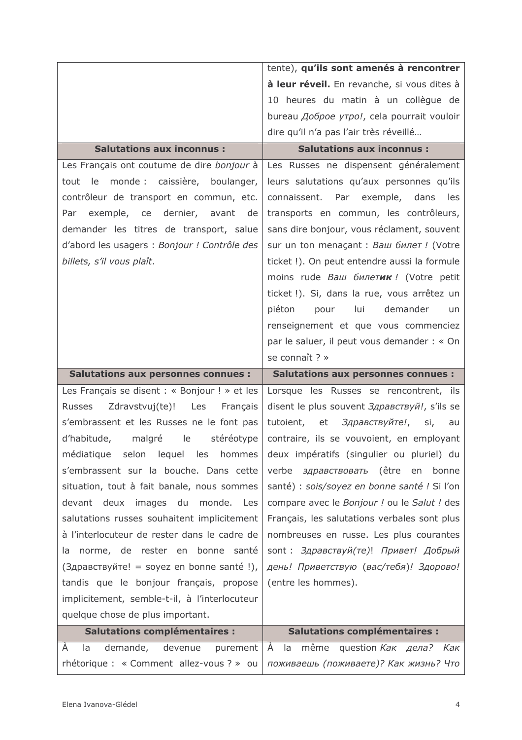| | |
|---|---|
| | tente), **qu'ils sont amenés à rencontrer à leur réveil.** En revanche, si vous dites à 10 heures du matin à un collègue de bureau *Доброе утро!*, cela pourrait vouloir dire qu'il n'a pas l'air très réveillé… |
| **Salutations aux inconnus :** | **Salutations aux inconnus :** |
| Les Français ont coutume de dire *bonjour* à tout le monde : caissière, boulanger, contrôleur de transport en commun, etc. Par exemple, ce dernier, avant de demander les titres de transport, salue d'abord les usagers : *Bonjour ! Contrôle des billets, s'il vous plaît*. | Les Russes ne dispensent généralement leurs salutations qu'aux personnes qu'ils connaissent. Par exemple, dans les transports en commun, les contrôleurs, sans dire bonjour, vous réclament, souvent sur un ton menaçant : *Ваш билет !* (Votre ticket !). On peut entendre aussi la formule moins rude *Ваш билет**ик** !* (Votre petit ticket !). Si, dans la rue, vous arrêtez un piéton pour lui demander un renseignement et que vous commenciez par le saluer, il peut vous demander : « On se connaît ? » |
| **Salutations aux personnes connues :** | **Salutations aux personnes connues :** |
| Les Français se disent : « Bonjour ! » et les Russes Zdravstvuj(te)! Les Français s'embrassent et les Russes ne le font pas d'habitude, malgré le stéréotype médiatique selon lequel les hommes s'embrassent sur la bouche. Dans cette situation, tout à fait banale, nous sommes devant deux images du monde. Les salutations russes souhaitent implicitement à l'interlocuteur de rester dans le cadre de la norme, de rester en bonne santé (Здравствуйте! = soyez en bonne santé !), tandis que le bonjour français, propose implicitement, semble-t-il, à l'interlocuteur quelque chose de plus important. | Lorsque les Russes se rencontrent, ils disent le plus souvent *Здравствуй!*, s'ils se tutoient, et *Здравствуйте!*, si, au contraire, ils se vouvoient, en employant deux impératifs (singulier ou pluriel) du verbe *здравствовать* (être en bonne santé) : *sois/soyez en bonne santé !* Si l'on compare avec le *Bonjour !* ou le *Salut !* des Français, les salutations verbales sont plus nombreuses en russe. Les plus courantes sont : *Здравствуй(те)*! *Привет! Добрый день! Приветствую* (*вас/тебя*)! *Здорово!* (entre les hommes). |
| **Salutations complémentaires :** | **Salutations complémentaires :** |
| À la demande, devenue purement rhétorique : « Comment allez-vous ? » ou | À la même question *Как дела? Как поживаешь (поживаете)? Как жизнь? Что* |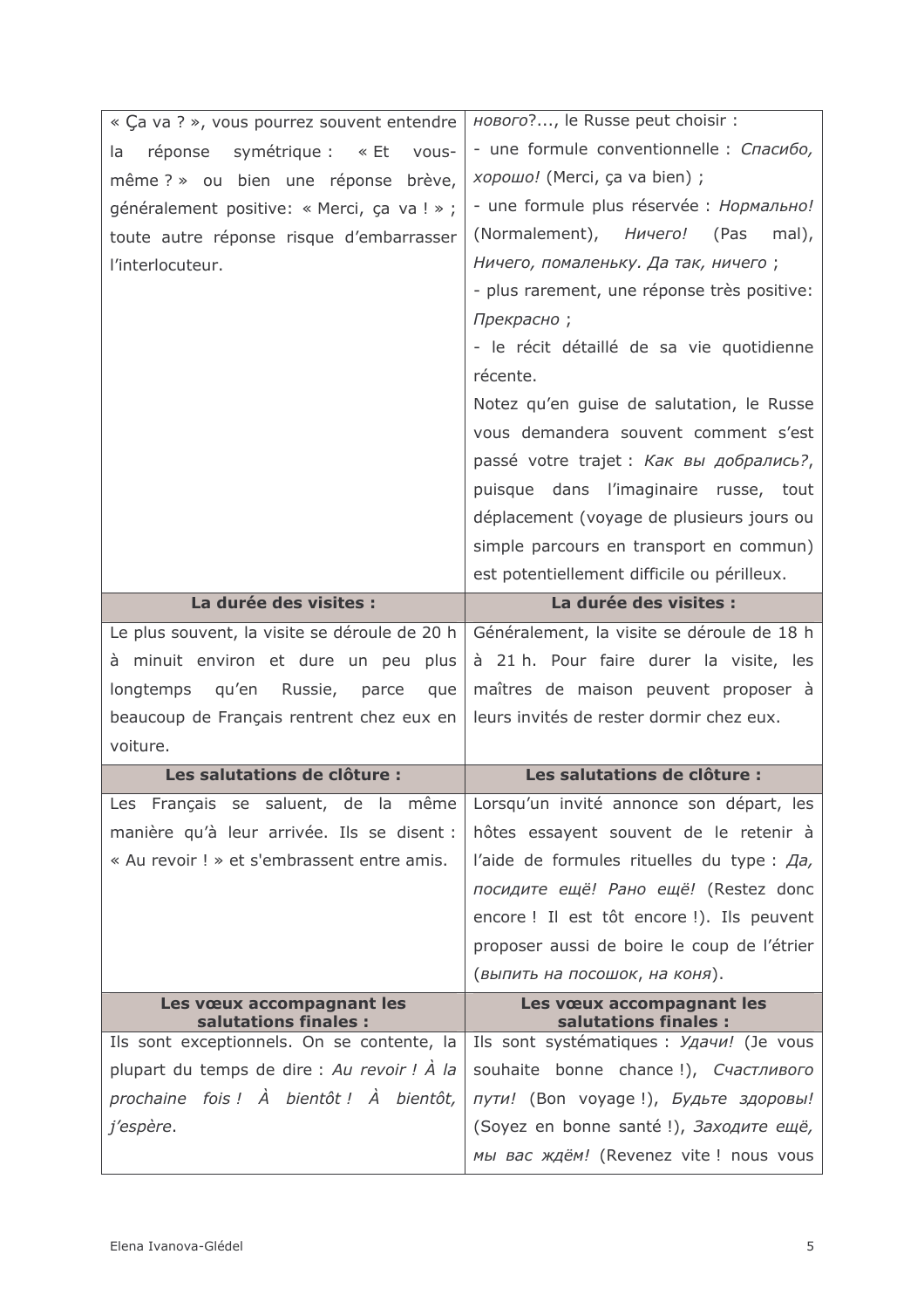| « Ça va ? », vous pourrez souvent entendre la réponse symétrique : « Et vous-même ? » ou bien une réponse brève, généralement positive: « Merci, ça va ! » ; toute autre réponse risque d'embarrasser l'interlocuteur. | *нового*?..., le Russe peut choisir :<br>- une formule conventionnelle : *Спасибо, хорошо!* (Merci, ça va bien) ;<br>- une formule plus réservée : *Нормально!* (Normalement), *Ничего!* (Pas mal), *Ничего, помаленьку. Да так, ничего* ;<br>- plus rarement, une réponse très positive: *Прекрасно* ;<br>- le récit détaillé de sa vie quotidienne récente.<br>Notez qu'en guise de salutation, le Russe vous demandera souvent comment s'est passé votre trajet : *Как вы добрались?*, puisque dans l'imaginaire russe, tout déplacement (voyage de plusieurs jours ou simple parcours en transport en commun) est potentiellement difficile ou périlleux. |
|---|---|
| **La durée des visites :** | **La durée des visites :** |
| Le plus souvent, la visite se déroule de 20 h à minuit environ et dure un peu plus longtemps qu'en Russie, parce que beaucoup de Français rentrent chez eux en voiture. | Généralement, la visite se déroule de 18 h à 21 h. Pour faire durer la visite, les maîtres de maison peuvent proposer à leurs invités de rester dormir chez eux. |
| **Les salutations de clôture :** | **Les salutations de clôture :** |
| Les Français se saluent, de la même manière qu'à leur arrivée. Ils se disent : « Au revoir ! » et s'embrassent entre amis. | Lorsqu'un invité annonce son départ, les hôtes essayent souvent de le retenir à l'aide de formules rituelles du type : *Да, посидите ещё! Рано ещё!* (Restez donc encore ! Il est tôt encore !). Ils peuvent proposer aussi de boire le coup de l'étrier (*выпить на посошок*, *на коня*). |
| **Les vœux accompagnant les salutations finales :** | **Les vœux accompagnant les salutations finales :** |
| Ils sont exceptionnels. On se contente, la plupart du temps de dire : *Au revoir ! À la prochaine fois ! À bientôt ! À bientôt, j'espère*. | Ils sont systématiques : *Удачи!* (Je vous souhaite bonne chance !), *Счастливого пути!* (Bon voyage !), *Будьте здоровы!* (Soyez en bonne santé !), *Заходите ещё, мы вас ждём!* (Revenez vite ! nous vous |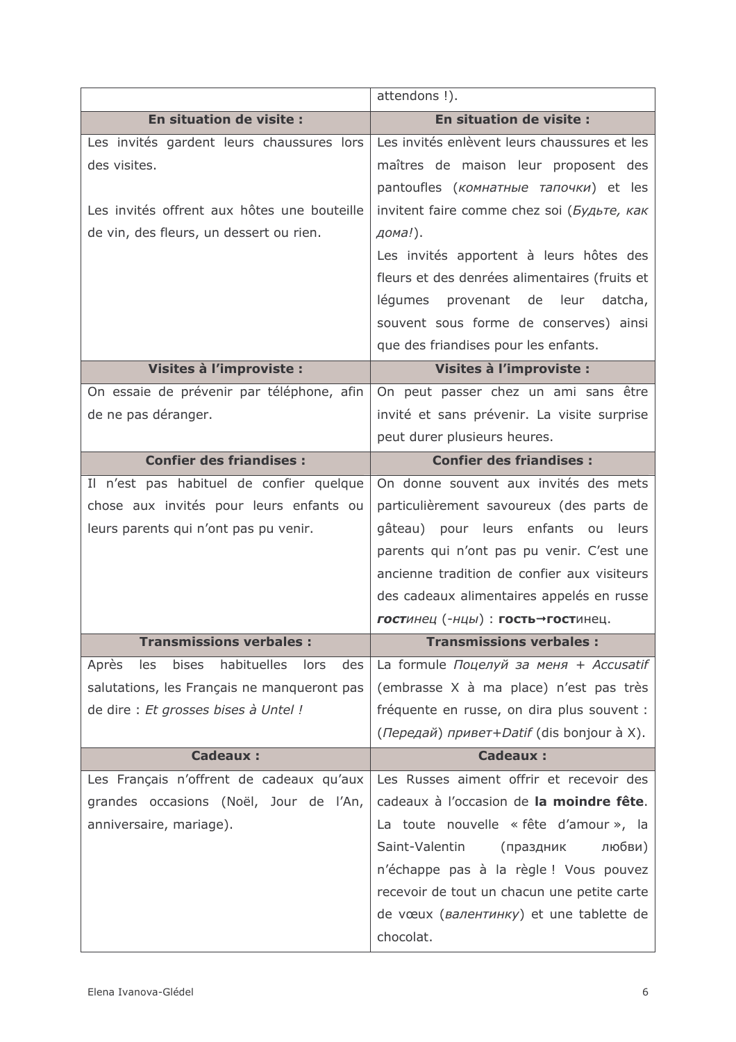| | |
|---|---|
| | attendons !). |
| **En situation de visite :** | **En situation de visite :** |
| Les invités gardent leurs chaussures lors des visites.<br><br>Les invités offrent aux hôtes une bouteille de vin, des fleurs, un dessert ou rien. | Les invités enlèvent leurs chaussures et les maîtres de maison leur proposent des pantoufles (*комнатные тапочки*) et les invitent faire comme chez soi (*Будьте, как дома!*).<br>Les invités apportent à leurs hôtes des fleurs et des denrées alimentaires (fruits et légumes provenant de leur datcha, souvent sous forme de conserves) ainsi que des friandises pour les enfants. |
| **Visites à l'improviste :** | **Visites à l'improviste :** |
| On essaie de prévenir par téléphone, afin de ne pas déranger. | On peut passer chez un ami sans être invité et sans prévenir. La visite surprise peut durer plusieurs heures. |
| **Confier des friandises :** | **Confier des friandises :** |
| Il n'est pas habituel de confier quelque chose aux invités pour leurs enfants ou leurs parents qui n'ont pas pu venir. | On donne souvent aux invités des mets particulièrement savoureux (des parts de gâteau) pour leurs enfants ou leurs parents qui n'ont pas pu venir. C'est une ancienne tradition de confier aux visiteurs des cadeaux alimentaires appelés en russe ***гост**инец* (*-нцы*) : **гость→гост**инец. |
| **Transmissions verbales :** | **Transmissions verbales :** |
| Après les bises habituelles lors des salutations, les Français ne manqueront pas de dire : *Et grosses bises à Untel !* | La formule *Поцелуй за меня + Accusatif* (embrasse X à ma place) n'est pas très fréquente en russe, on dira plus souvent : (*Передай*) *привет+Datif* (dis bonjour à X). |
| **Cadeaux :** | **Cadeaux :** |
| Les Français n'offrent de cadeaux qu'aux grandes occasions (Noël, Jour de l'An, anniversaire, mariage). | Les Russes aiment offrir et recevoir des cadeaux à l'occasion de **la moindre fête**. La toute nouvelle « fête d'amour », la Saint-Valentin (праздник любви) n'échappe pas à la règle ! Vous pouvez recevoir de tout un chacun une petite carte de vœux (*валентинку*) et une tablette de chocolat. |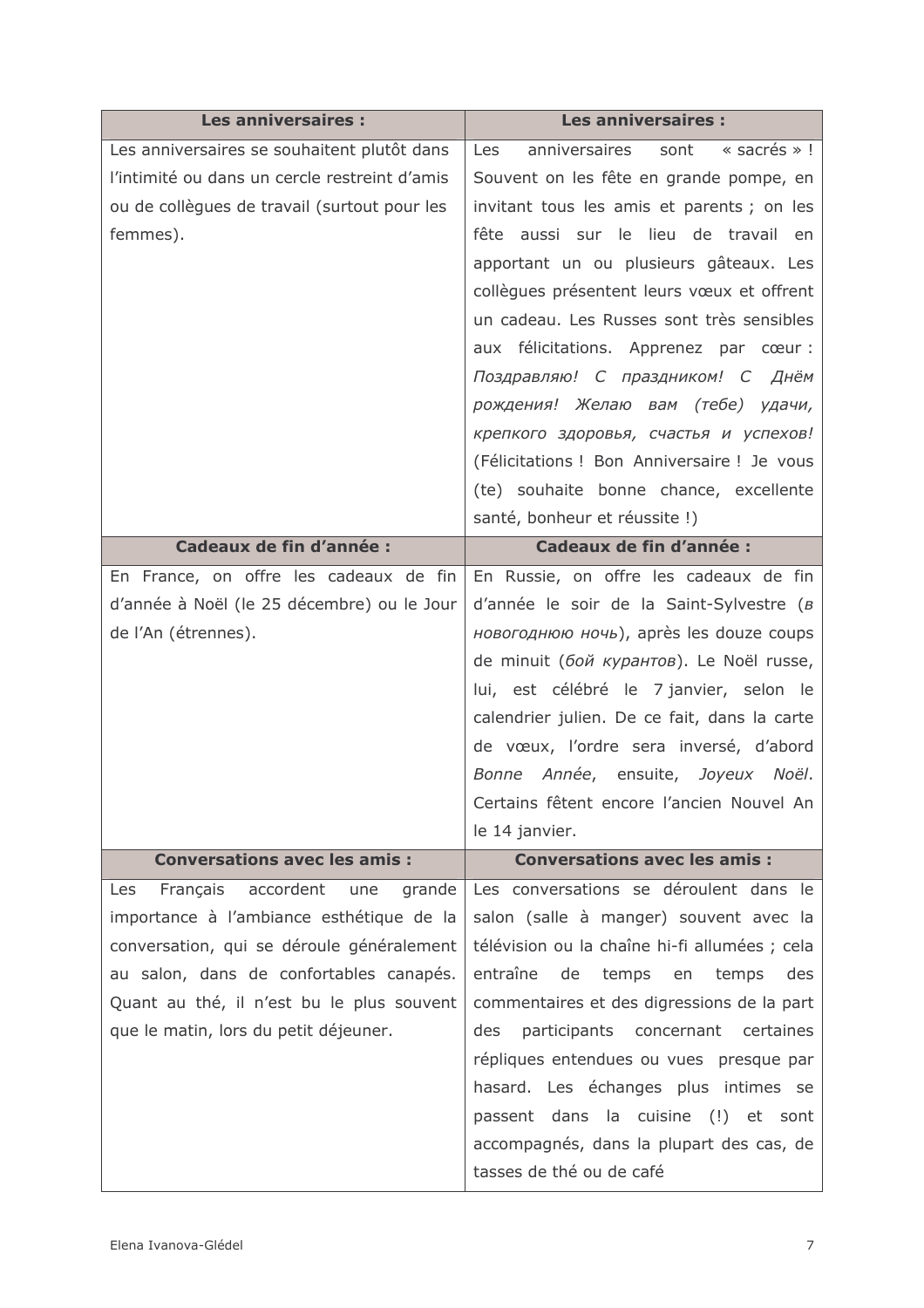| **Les anniversaires :** | **Les anniversaires :** |
|---|---|
| Les anniversaires se souhaitent plutôt dans l'intimité ou dans un cercle restreint d'amis ou de collègues de travail (surtout pour les femmes). | Les anniversaires sont « sacrés » ! Souvent on les fête en grande pompe, en invitant tous les amis et parents ; on les fête aussi sur le lieu de travail en apportant un ou plusieurs gâteaux. Les collègues présentent leurs vœux et offrent un cadeau. Les Russes sont très sensibles aux félicitations. Apprenez par cœur : *Поздравляю! С праздником! С Днём рождения! Желаю вам (тебе) удачи, крепкого здоровья, счастья и успехов!* (Félicitations ! Bon Anniversaire ! Je vous (te) souhaite bonne chance, excellente santé, bonheur et réussite !) |
| **Cadeaux de fin d'année :** | **Cadeaux de fin d'année :** |
| En France, on offre les cadeaux de fin d'année à Noël (le 25 décembre) ou le Jour de l'An (étrennes). | En Russie, on offre les cadeaux de fin d'année le soir de la Saint-Sylvestre (*в новогоднюю ночь*), après les douze coups de minuit (*бой курантов*). Le Noël russe, lui, est célébré le 7 janvier, selon le calendrier julien. De ce fait, dans la carte de vœux, l'ordre sera inversé, d'abord *Bonne Année*, ensuite, *Joyeux Noël*. Certains fêtent encore l'ancien Nouvel An le 14 janvier. |
| **Conversations avec les amis :** | **Conversations avec les amis :** |
| Les Français accordent une grande importance à l'ambiance esthétique de la conversation, qui se déroule généralement au salon, dans de confortables canapés. Quant au thé, il n'est bu le plus souvent que le matin, lors du petit déjeuner. | Les conversations se déroulent dans le salon (salle à manger) souvent avec la télévision ou la chaîne hi-fi allumées ; cela entraîne de temps en temps des commentaires et des digressions de la part des participants concernant certaines répliques entendues ou vues presque par hasard. Les échanges plus intimes se passent dans la cuisine (!) et sont accompagnés, dans la plupart des cas, de tasses de thé ou de café |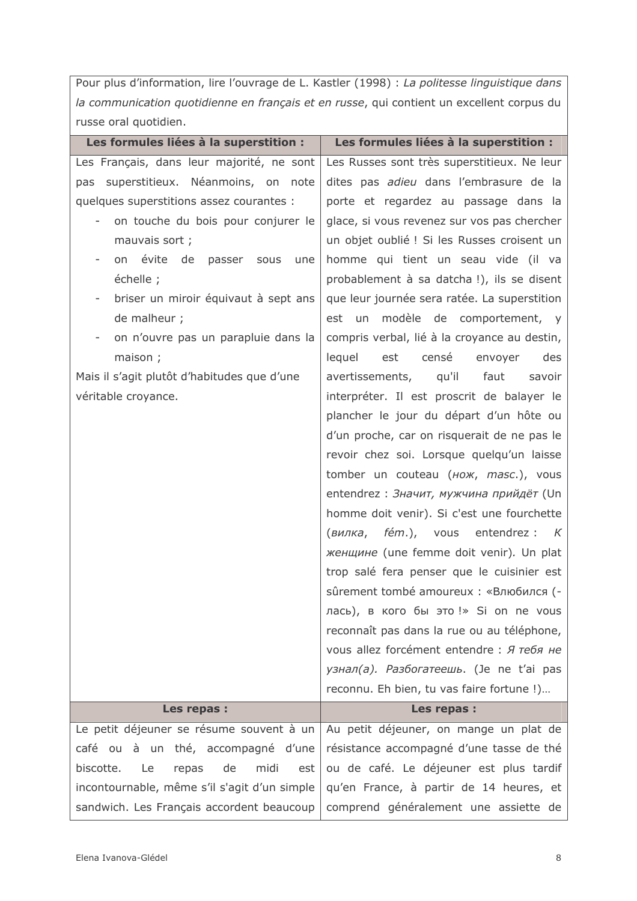| Pour plus d'information, lire l'ouvrage de L. Kastler (1998) : *La politesse linguistique dans la communication quotidienne en français et en russe*, qui contient un excellent corpus du russe oral quotidien. | |
|---|---|
| **Les formules liées à la superstition :** | **Les formules liées à la superstition :** |
| Les Français, dans leur majorité, ne sont pas superstitieux. Néanmoins, on note quelques superstitions assez courantes :<br>- on touche du bois pour conjurer le mauvais sort ;<br>- on évite de passer sous une échelle ;<br>- briser un miroir équivaut à sept ans de malheur ;<br>- on n'ouvre pas un parapluie dans la maison ;<br>Mais il s'agit plutôt d'habitudes que d'une véritable croyance. | Les Russes sont très superstitieux. Ne leur dites pas *adieu* dans l'embrasure de la porte et regardez au passage dans la glace, si vous revenez sur vos pas chercher un objet oublié ! Si les Russes croisent un homme qui tient un seau vide (il va probablement à sa datcha !), ils se disent que leur journée sera ratée. La superstition est un modèle de comportement, y compris verbal, lié à la croyance au destin, lequel est censé envoyer des avertissements, qu'il faut savoir interpréter. Il est proscrit de balayer le plancher le jour du départ d'un hôte ou d'un proche, car on risquerait de ne pas le revoir chez soi. Lorsque quelqu'un laisse tomber un couteau (*нож*, *masc*.), vous entendrez : *Значит, мужчина прийдёт* (Un homme doit venir). Si c'est une fourchette (*вилка*, *fém*.), vous entendrez : *К женщине* (une femme doit venir). Un plat trop salé fera penser que le cuisinier est sûrement tombé amoureux : «Влюбился (-лась), в кого бы это !» Si on ne vous reconnaît pas dans la rue ou au téléphone, vous allez forcément entendre : *Я тебя не узнал(а). Разбогатеешь*. (Je ne t'ai pas reconnu. Eh bien, tu vas faire fortune !)… |
| **Les repas :** | **Les repas :** |
| Le petit déjeuner se résume souvent à un café ou à un thé, accompagné d'une biscotte. Le repas de midi est incontournable, même s'il s'agit d'un simple sandwich. Les Français accordent beaucoup | Au petit déjeuner, on mange un plat de résistance accompagné d'une tasse de thé ou de café. Le déjeuner est plus tardif qu'en France, à partir de 14 heures, et comprend généralement une assiette de |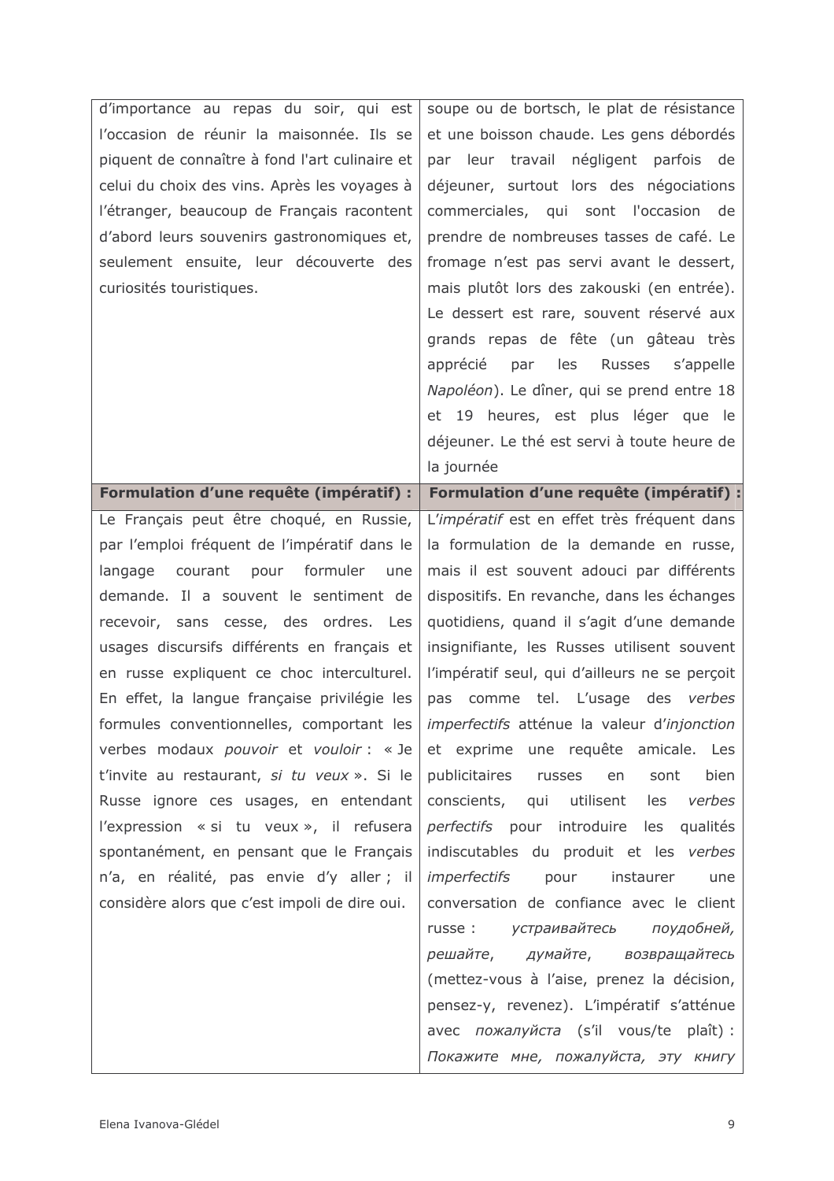| | |
|---|---|
| d'importance au repas du soir, qui est l'occasion de réunir la maisonnée. Ils se piquent de connaître à fond l'art culinaire et celui du choix des vins. Après les voyages à l'étranger, beaucoup de Français racontent d'abord leurs souvenirs gastronomiques et, seulement ensuite, leur découverte des curiosités touristiques. | soupe ou de bortsch, le plat de résistance et une boisson chaude. Les gens débordés par leur travail négligent parfois de déjeuner, surtout lors des négociations commerciales, qui sont l'occasion de prendre de nombreuses tasses de café. Le fromage n'est pas servi avant le dessert, mais plutôt lors des zakouski (en entrée). Le dessert est rare, souvent réservé aux grands repas de fête (un gâteau très apprécié par les Russes s'appelle *Napoléon*). Le dîner, qui se prend entre 18 et 19 heures, est plus léger que le déjeuner. Le thé est servi à toute heure de la journée |
| **Formulation d'une requête (impératif) :** | **Formulation d'une requête (impératif) :** |
| Le Français peut être choqué, en Russie, par l'emploi fréquent de l'impératif dans le langage courant pour formuler une demande. Il a souvent le sentiment de recevoir, sans cesse, des ordres. Les usages discursifs différents en français et en russe expliquent ce choc interculturel. En effet, la langue française privilégie les formules conventionnelles, comportant les verbes modaux *pouvoir* et *vouloir* : « Je t'invite au restaurant, *si tu veux* ». Si le Russe ignore ces usages, en entendant l'expression « si tu veux », il refusera spontanément, en pensant que le Français n'a, en réalité, pas envie d'y aller ; il considère alors que c'est impoli de dire oui. | L'*impératif* est en effet très fréquent dans la formulation de la demande en russe, mais il est souvent adouci par différents dispositifs. En revanche, dans les échanges quotidiens, quand il s'agit d'une demande insignifiante, les Russes utilisent souvent l'impératif seul, qui d'ailleurs ne se perçoit pas comme tel. L'usage des *verbes imperfectifs* atténue la valeur d'*injonction* et exprime une requête amicale. Les publicitaires russes en sont bien conscients, qui utilisent les *verbes perfectifs* pour introduire les qualités indiscutables du produit et les *verbes imperfectifs* pour instaurer une conversation de confiance avec le client russe : *устраивайтесь поудобней, решайте, думайте, возвращайтесь* (mettez-vous à l'aise, prenez la décision, pensez-y, revenez). L'impératif s'atténue avec *пожалуйста* (s'il vous/te plaît) : *Покажите мне, пожалуйста, эту книгу* |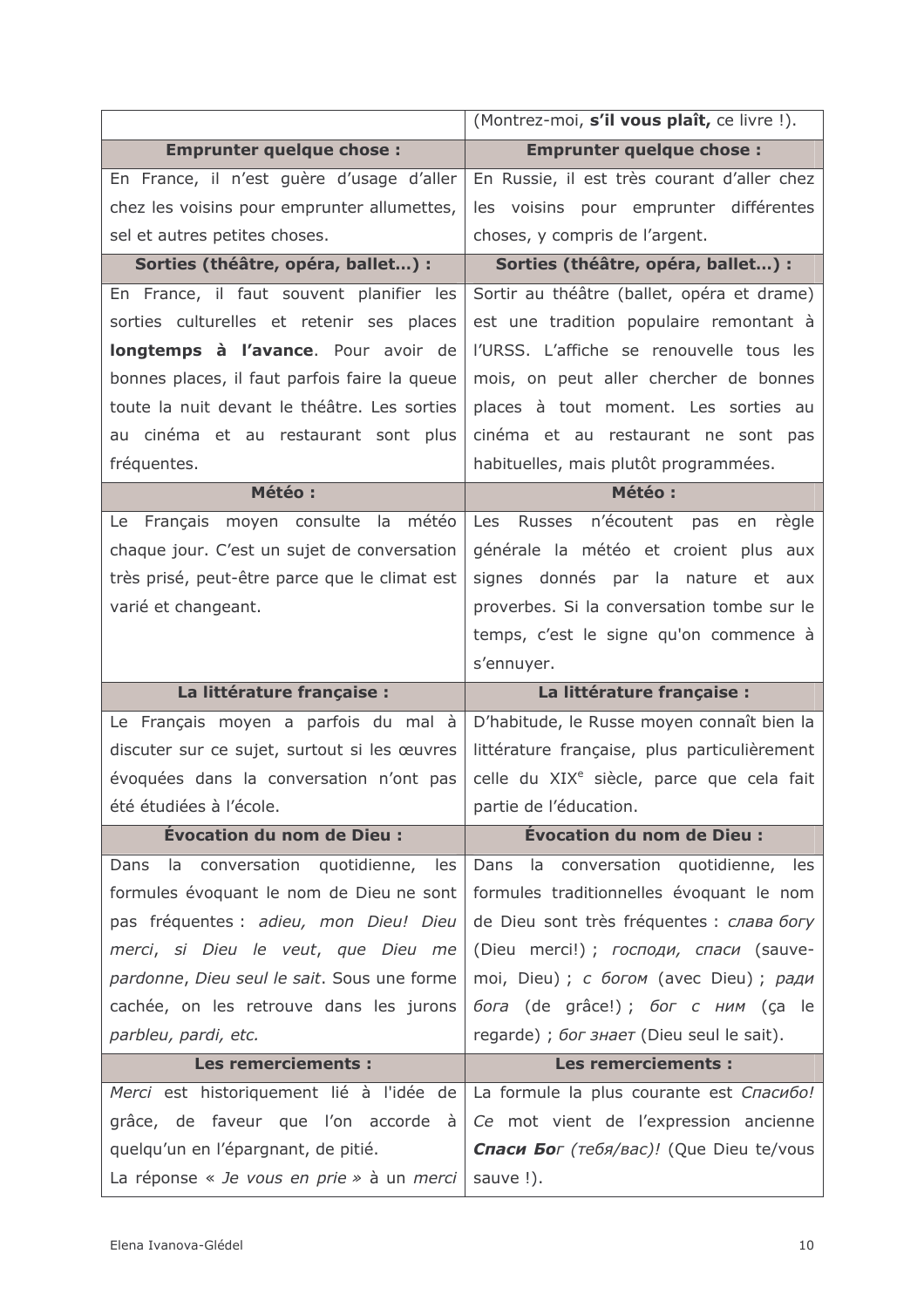| | |
|---|---|
| | (Montrez-moi, **s'il vous plaît,** ce livre !). |
| **Emprunter quelque chose :** | **Emprunter quelque chose :** |
| En France, il n'est guère d'usage d'aller chez les voisins pour emprunter allumettes, sel et autres petites choses. | En Russie, il est très courant d'aller chez les voisins pour emprunter différentes choses, y compris de l'argent. |
| **Sorties (théâtre, opéra, ballet…) :** | **Sorties (théâtre, opéra, ballet…) :** |
| En France, il faut souvent planifier les sorties culturelles et retenir ses places **longtemps à l'avance**. Pour avoir de bonnes places, il faut parfois faire la queue toute la nuit devant le théâtre. Les sorties au cinéma et au restaurant sont plus fréquentes. | Sortir au théâtre (ballet, opéra et drame) est une tradition populaire remontant à l'URSS. L'affiche se renouvelle tous les mois, on peut aller chercher de bonnes places à tout moment. Les sorties au cinéma et au restaurant ne sont pas habituelles, mais plutôt programmées. |
| **Météo :** | **Météo :** |
| Le Français moyen consulte la météo chaque jour. C'est un sujet de conversation très prisé, peut-être parce que le climat est varié et changeant. | Les Russes n'écoutent pas en règle générale la météo et croient plus aux signes donnés par la nature et aux proverbes. Si la conversation tombe sur le temps, c'est le signe qu'on commence à s'ennuyer. |
| **La littérature française :** | **La littérature française :** |
| Le Français moyen a parfois du mal à discuter sur ce sujet, surtout si les œuvres évoquées dans la conversation n'ont pas été étudiées à l'école. | D'habitude, le Russe moyen connaît bien la littérature française, plus particulièrement celle du XIX[e] siècle, parce que cela fait partie de l'éducation. |
| **Évocation du nom de Dieu :** | **Évocation du nom de Dieu :** |
| Dans la conversation quotidienne, les formules évoquant le nom de Dieu ne sont pas fréquentes : *adieu, mon Dieu! Dieu merci*, *si Dieu le veut*, *que Dieu me pardonne*, *Dieu seul le sait*. Sous une forme cachée, on les retrouve dans les jurons *parbleu, pardi, etc.* | Dans la conversation quotidienne, les formules traditionnelles évoquant le nom de Dieu sont très fréquentes : *слава богу* (Dieu merci!) ; *господи, спаси* (sauve-moi, Dieu) ; *с богом* (avec Dieu) ; *ради бога* (de grâce!) ; *бог с ним* (ça le regarde) ; *бог знает* (Dieu seul le sait). |
| **Les remerciements :** | **Les remerciements :** |
| *Merci* est historiquement lié à l'idée de grâce, de faveur que l'on accorde à quelqu'un en l'épargnant, de pitié.<br>La réponse « *Je vous en prie* » à un *merci* | La formule la plus courante est *Спасибо!* *Ce* mot vient de l'expression ancienne ***Спаси Бог*** *(тебя/вас)!* (Que Dieu te/vous sauve !). |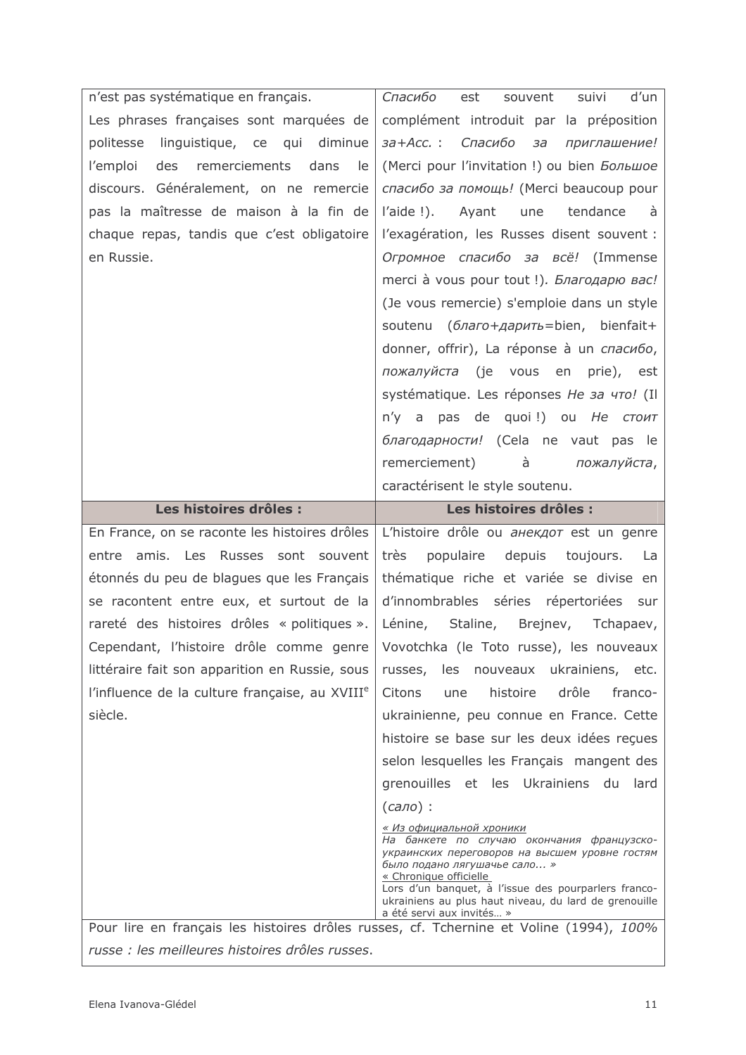| | |
|---|---|
| n'est pas systématique en français. Les phrases françaises sont marquées de politesse linguistique, ce qui diminue l'emploi des remerciements dans le discours. Généralement, on ne remercie pas la maîtresse de maison à la fin de chaque repas, tandis que c'est obligatoire en Russie. | *Спасибо* est souvent suivi d'un complément introduit par la préposition *за+Acc.* : *Спасибо за приглашение!* (Merci pour l'invitation !) ou bien *Большое спасибо за помощь!* (Merci beaucoup pour l'aide !). Ayant une tendance à l'exagération, les Russes disent souvent : *Огромное спасибо за всё!* (Immense merci à vous pour tout !)*. Благодарю вас!* (Je vous remercie) s'emploie dans un style soutenu (*благо+дарить*=bien, bienfait+ donner, offrir), La réponse à un *спасибо*, *пожалуйста* (je vous en prie), est systématique. Les réponses *Не за что!* (Il n'y a pas de quoi !) ou *Не стоит благодарности!* (Cela ne vaut pas le remerciement) à *пожалуйста*, caractérisent le style soutenu. |
| **Les histoires drôles :** | **Les histoires drôles :** |
| En France, on se raconte les histoires drôles entre amis. Les Russes sont souvent étonnés du peu de blagues que les Français se racontent entre eux, et surtout de la rareté des histoires drôles « politiques ». Cependant, l'histoire drôle comme genre littéraire fait son apparition en Russie, sous l'influence de la culture française, au XVIII[e] siècle. | L'histoire drôle ou *анекдот* est un genre très populaire depuis toujours. La thématique riche et variée se divise en d'innombrables séries répertoriées sur Lénine, Staline, Brejnev, Tchapaev, Vovotchka (le Toto russe), les nouveaux russes, les nouveaux ukrainiens, etc. Citons une histoire drôle franco-ukrainienne, peu connue en France. Cette histoire se base sur les deux idées reçues selon lesquelles les Français mangent des grenouilles et les Ukrainiens du lard (*сало*) :<br>*« <u>Из официальной хроники</u><br>На банкете по случаю окончания французско-украинских переговоров на высшем уровне гостям было подано лягушачье сало... »*<br>« <u>Chronique officielle</u><br>Lors d'un banquet, à l'issue des pourparlers franco-ukrainiens au plus haut niveau, du lard de grenouille a été servi aux invités… » |
| Pour lire en français les histoires drôles russes, cf. Tchernine et Voline (1994), *100% russe : les meilleures histoires drôles russes*. | |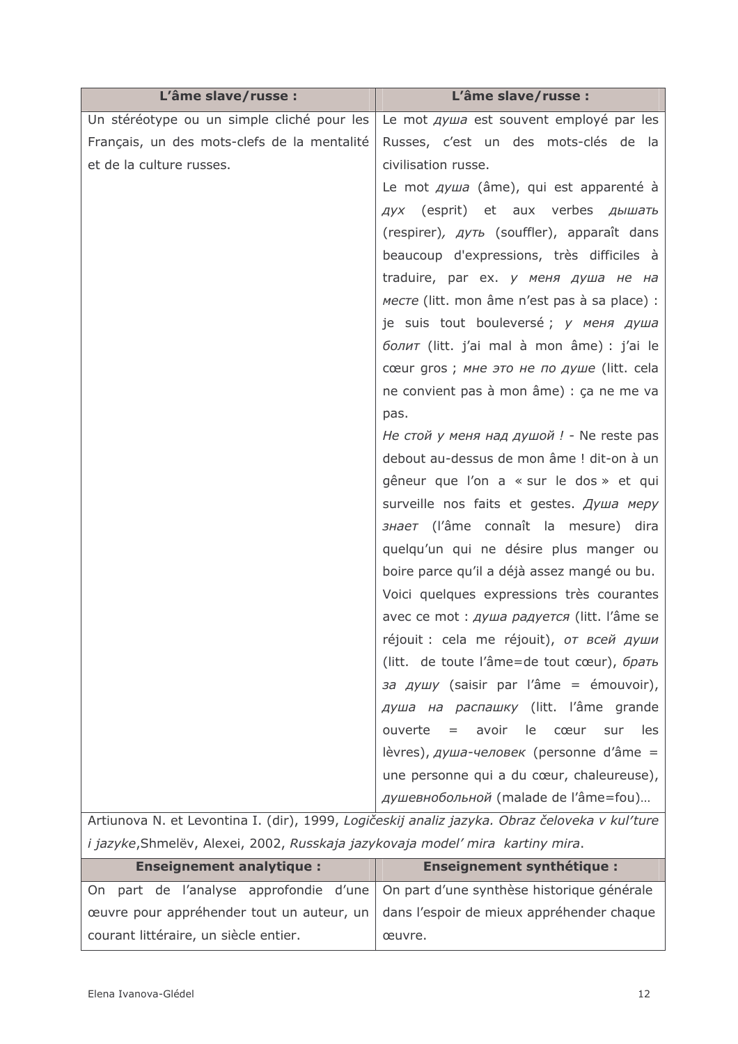| L'âme slave/russe : | L'âme slave/russe : |
|---|---|
| Un stéréotype ou un simple cliché pour les Français, un des mots-clefs de la mentalité et de la culture russes. | Le mot *душа* est souvent employé par les Russes, c'est un des mots-clés de la civilisation russe. Le mot *душа* (âme), qui est apparenté à *дух* (esprit) et aux verbes *дышать* (respirer)*, дуть* (souffler), apparaît dans beaucoup d'expressions, très difficiles à traduire, par ex. *у меня душа не на месте* (litt. mon âme n'est pas à sa place) : je suis tout bouleversé ; *у меня душа болит* (litt. j'ai mal à mon âme) : j'ai le cœur gros ; *мне это не по душе* (litt. cela ne convient pas à mon âme) : ça ne me va pas. *Не стой у меня над душой !* - Ne reste pas debout au-dessus de mon âme ! dit-on à un gêneur que l'on a « sur le dos » et qui surveille nos faits et gestes. *Душа меру знает* (l'âme connaît la mesure) dira quelqu'un qui ne désire plus manger ou boire parce qu'il a déjà assez mangé ou bu. Voici quelques expressions très courantes avec ce mot : *душа радуется* (litt. l'âme se réjouit : cela me réjouit), *от всей души* (litt. de toute l'âme=de tout cœur), *брать за душу* (saisir par l'âme = émouvoir), *душа на распашку* (litt. l'âme grande ouverte = avoir le cœur sur les lèvres), *душа-человек* (personne d'âme = une personne qui a du cœur, chaleureuse), *душевнобольной* (malade de l'âme=fou)… |
| Artiunova N. et Levontina I. (dir), 1999, *Logičeskij analiz jazyka. Obraz čeloveka v kul'ture i jazyke*,Shmelëv, Alexei, 2002, *Russkaja jazykovaja model' mira kartiny mira*. | |
| **Enseignement analytique :** | **Enseignement synthétique :** |
| On part de l'analyse approfondie d'une œuvre pour appréhender tout un auteur, un courant littéraire, un siècle entier. | On part d'une synthèse historique générale dans l'espoir de mieux appréhender chaque œuvre. |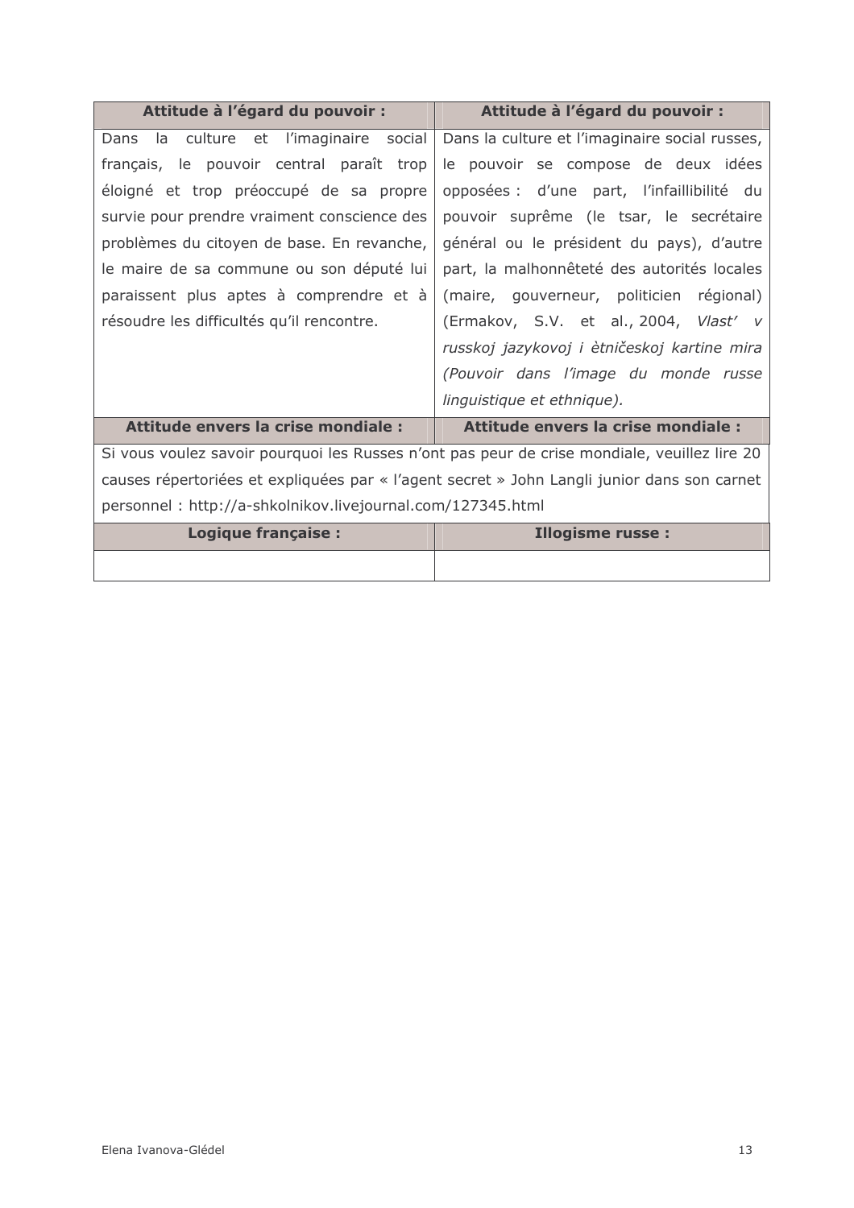| Attitude à l'égard du pouvoir : | Attitude à l'égard du pouvoir : |
|---|---|
| Dans la culture et l'imaginaire social français, le pouvoir central paraît trop éloigné et trop préoccupé de sa propre survie pour prendre vraiment conscience des problèmes du citoyen de base. En revanche, le maire de sa commune ou son député lui paraissent plus aptes à comprendre et à résoudre les difficultés qu'il rencontre. | Dans la culture et l'imaginaire social russes, le pouvoir se compose de deux idées opposées : d'une part, l'infaillibilité du pouvoir suprême (le tsar, le secrétaire général ou le président du pays), d'autre part, la malhonnêteté des autorités locales (maire, gouverneur, politicien régional) (Ermakov, S.V. et al., 2004, *Vlast' v russkoj jazykovoj i ètničeskoj kartine mira (Pouvoir dans l'image du monde russe linguistique et ethnique).* |
| **Attitude envers la crise mondiale :** | **Attitude envers la crise mondiale :** |
| Si vous voulez savoir pourquoi les Russes n'ont pas peur de crise mondiale, veuillez lire 20 causes répertoriées et expliquées par « l'agent secret » John Langli junior dans son carnet personnel : http://a-shkolnikov.livejournal.com/127345.html | |
| **Logique française :** | **Illogisme russe :** |
| | |